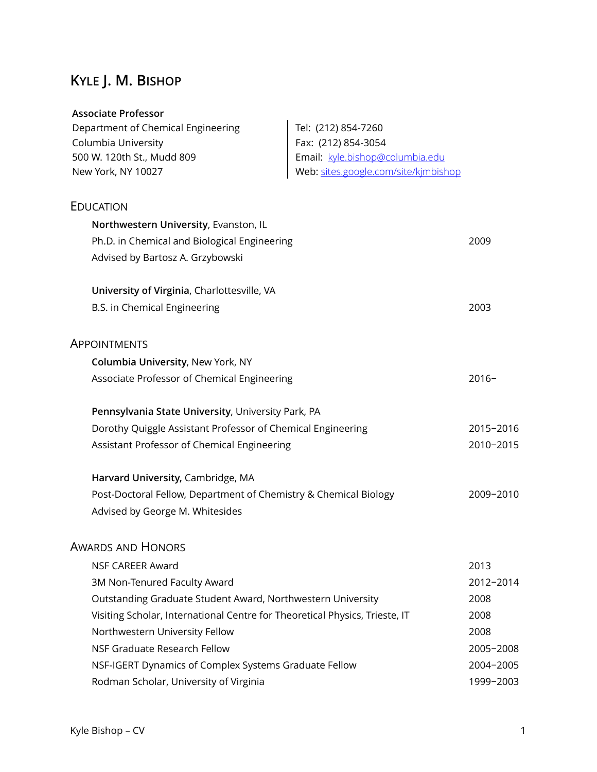# Kyle J. M. Bishop

**Associate Professor**
Department of Chemical Engineering
Columbia University
500 W. 120th St., Mudd 809
New York, NY 10027

Tel: (212) 854-7260
Fax: (212) 854-3054
Email: kyle.bishop@columbia.edu
Web: sites.google.com/site/kjmbishop

## Education

**Northwestern University**, Evanston, IL
Ph.D. in Chemical and Biological Engineering — 2009
Advised by Bartosz A. Grzybowski

**University of Virginia**, Charlottesville, VA
B.S. in Chemical Engineering — 2003

## Appointments

**Columbia University**, New York, NY
Associate Professor of Chemical Engineering — 2016–

**Pennsylvania State University**, University Park, PA
Dorothy Quiggle Assistant Professor of Chemical Engineering — 2015–2016
Assistant Professor of Chemical Engineering — 2010–2015

**Harvard University,** Cambridge, MA
Post-Doctoral Fellow, Department of Chemistry & Chemical Biology — 2009–2010
Advised by George M. Whitesides

## Awards and Honors

| Award | Year |
|---|---|
| NSF CAREER Award | 2013 |
| 3M Non-Tenured Faculty Award | 2012–2014 |
| Outstanding Graduate Student Award, Northwestern University | 2008 |
| Visiting Scholar, International Centre for Theoretical Physics, Trieste, IT | 2008 |
| Northwestern University Fellow | 2008 |
| NSF Graduate Research Fellow | 2005–2008 |
| NSF-IGERT Dynamics of Complex Systems Graduate Fellow | 2004–2005 |
| Rodman Scholar, University of Virginia | 1999–2003 |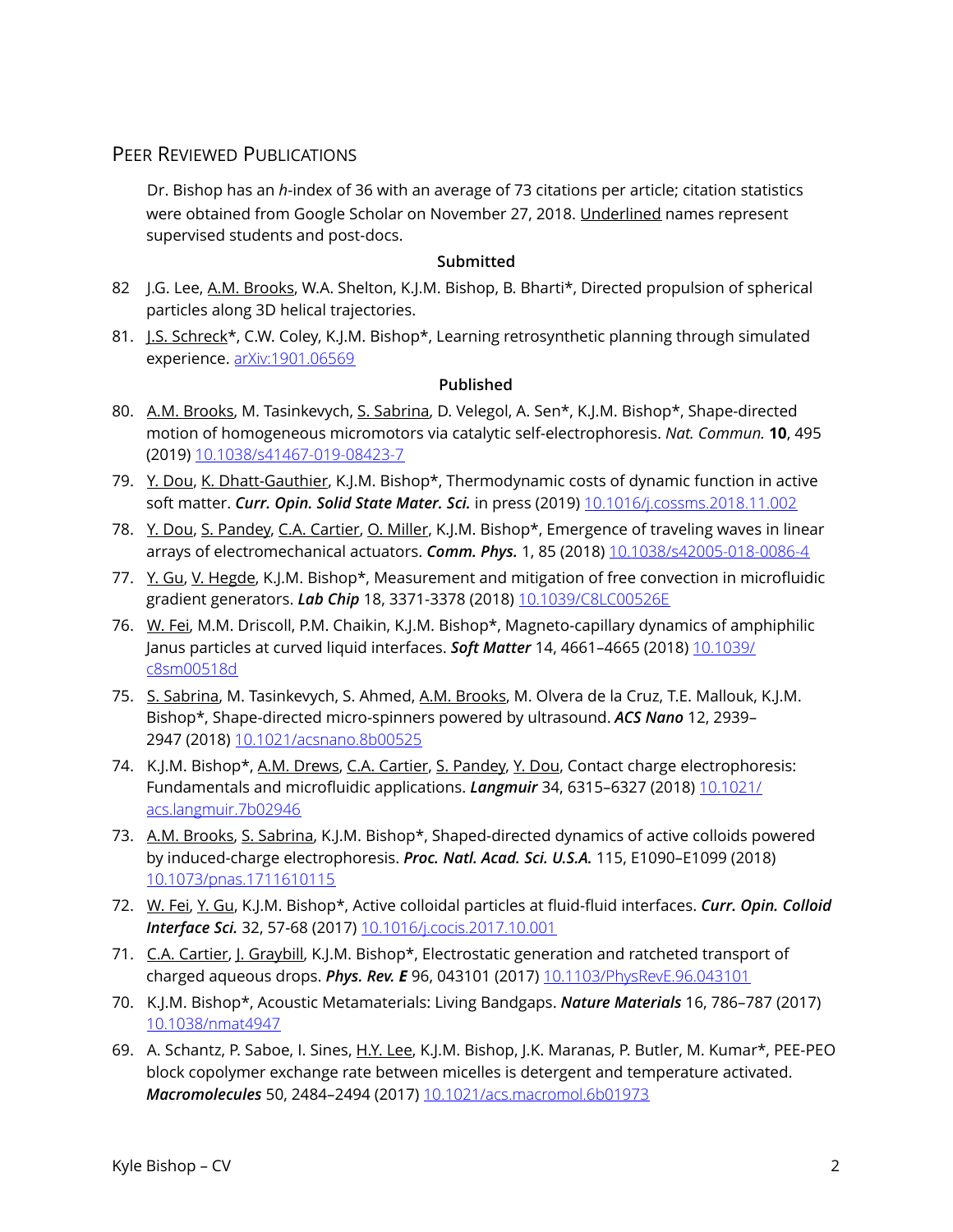## Peer Reviewed Publications

Dr. Bishop has an *h*-index of 36 with an average of 73 citations per article; citation statistics were obtained from Google Scholar on November 27, 2018. <u>Underlined</u> names represent supervised students and post-docs.

**Submitted**

82 J.G. Lee, <u>A.M. Brooks</u>, W.A. Shelton, K.J.M. Bishop, B. Bharti*, Directed propulsion of spherical particles along 3D helical trajectories.

81. <u>J.S. Schreck</u>*, C.W. Coley, K.J.M. Bishop*, Learning retrosynthetic planning through simulated experience. arXiv:1901.06569

**Published**

80. <u>A.M. Brooks</u>, M. Tasinkevych, <u>S. Sabrina</u>, D. Velegol, A. Sen*, K.J.M. Bishop*, Shape-directed motion of homogeneous micromotors via catalytic self-electrophoresis. *Nat. Commun.* **10**, 495 (2019) 10.1038/s41467-019-08423-7

79. <u>Y. Dou</u>, <u>K. Dhatt-Gauthier</u>, K.J.M. Bishop*, Thermodynamic costs of dynamic function in active soft matter. ***Curr. Opin. Solid State Mater. Sci.*** in press (2019) 10.1016/j.cossms.2018.11.002

78. <u>Y. Dou</u>, <u>S. Pandey</u>, <u>C.A. Cartier</u>, <u>O. Miller</u>, K.J.M. Bishop*, Emergence of traveling waves in linear arrays of electromechanical actuators. ***Comm. Phys.*** 1, 85 (2018) 10.1038/s42005-018-0086-4

77. <u>Y. Gu</u>, <u>V. Hegde</u>, K.J.M. Bishop*, Measurement and mitigation of free convection in microfluidic gradient generators. ***Lab Chip*** 18, 3371-3378 (2018) 10.1039/C8LC00526E

76. <u>W. Fei</u>, M.M. Driscoll, P.M. Chaikin, K.J.M. Bishop*, Magneto-capillary dynamics of amphiphilic Janus particles at curved liquid interfaces. ***Soft Matter*** 14, 4661–4665 (2018) 10.1039/c8sm00518d

75. <u>S. Sabrina</u>, M. Tasinkevych, S. Ahmed, <u>A.M. Brooks</u>, M. Olvera de la Cruz, T.E. Mallouk, K.J.M. Bishop*, Shape-directed micro-spinners powered by ultrasound. ***ACS Nano*** 12, 2939–2947 (2018) 10.1021/acsnano.8b00525

74. K.J.M. Bishop*, <u>A.M. Drews</u>, <u>C.A. Cartier</u>, <u>S. Pandey</u>, <u>Y. Dou</u>, Contact charge electrophoresis: Fundamentals and microfluidic applications. ***Langmuir*** 34, 6315–6327 (2018) 10.1021/acs.langmuir.7b02946

73. <u>A.M. Brooks</u>, <u>S. Sabrina</u>, K.J.M. Bishop*, Shaped-directed dynamics of active colloids powered by induced-charge electrophoresis. ***Proc. Natl. Acad. Sci. U.S.A.*** 115, E1090–E1099 (2018) 10.1073/pnas.1711610115

72. <u>W. Fei</u>, <u>Y. Gu</u>, K.J.M. Bishop*, Active colloidal particles at fluid-fluid interfaces. ***Curr. Opin. Colloid Interface Sci.*** 32, 57-68 (2017) 10.1016/j.cocis.2017.10.001

71. <u>C.A. Cartier</u>, <u>J. Graybill</u>, K.J.M. Bishop*, Electrostatic generation and ratcheted transport of charged aqueous drops. ***Phys. Rev. E*** 96, 043101 (2017) 10.1103/PhysRevE.96.043101

70. K.J.M. Bishop*, Acoustic Metamaterials: Living Bandgaps. ***Nature Materials*** 16, 786–787 (2017) 10.1038/nmat4947

69. A. Schantz, P. Saboe, I. Sines, <u>H.Y. Lee</u>, K.J.M. Bishop, J.K. Maranas, P. Butler, M. Kumar*, PEE-PEO block copolymer exchange rate between micelles is detergent and temperature activated. ***Macromolecules*** 50, 2484–2494 (2017) 10.1021/acs.macromol.6b01973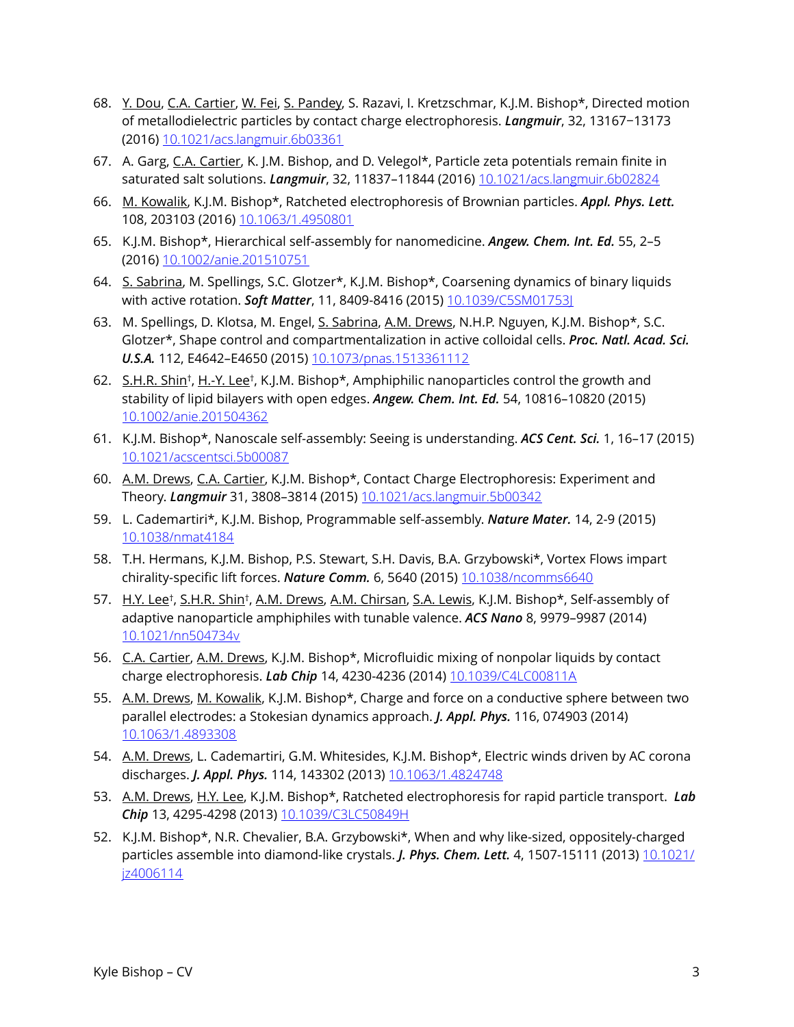68. Y. Dou, C.A. Cartier, W. Fei, S. Pandey, S. Razavi, I. Kretzschmar, K.J.M. Bishop*, Directed motion of metallodielectric particles by contact charge electrophoresis. ***Langmuir***, 32, 13167−13173 (2016) [10.1021/acs.langmuir.6b03361](https://doi.org/10.1021/acs.langmuir.6b03361)
67. A. Garg, C.A. Cartier, K. J.M. Bishop, and D. Velegol*, Particle zeta potentials remain finite in saturated salt solutions. ***Langmuir***, 32, 11837–11844 (2016) [10.1021/acs.langmuir.6b02824](https://doi.org/10.1021/acs.langmuir.6b02824)
66. M. Kowalik, K.J.M. Bishop*, Ratcheted electrophoresis of Brownian particles. ***Appl. Phys. Lett.*** 108, 203103 (2016) [10.1063/1.4950801](https://doi.org/10.1063/1.4950801)
65. K.J.M. Bishop*, Hierarchical self-assembly for nanomedicine. ***Angew. Chem. Int. Ed.*** 55, 2–5 (2016) [10.1002/anie.201510751](https://doi.org/10.1002/anie.201510751)
64. S. Sabrina, M. Spellings, S.C. Glotzer*, K.J.M. Bishop*, Coarsening dynamics of binary liquids with active rotation. ***Soft Matter***, 11, 8409-8416 (2015) [10.1039/C5SM01753J](https://doi.org/10.1039/C5SM01753J)
63. M. Spellings, D. Klotsa, M. Engel, S. Sabrina, A.M. Drews, N.H.P. Nguyen, K.J.M. Bishop*, S.C. Glotzer*, Shape control and compartmentalization in active colloidal cells. ***Proc. Natl. Acad. Sci. U.S.A.*** 112, E4642–E4650 (2015) [10.1073/pnas.1513361112](https://doi.org/10.1073/pnas.1513361112)
62. S.H.R. Shin†, H.-Y. Lee†, K.J.M. Bishop*, Amphiphilic nanoparticles control the growth and stability of lipid bilayers with open edges. ***Angew. Chem. Int. Ed.*** 54, 10816–10820 (2015) [10.1002/anie.201504362](https://doi.org/10.1002/anie.201504362)
61. K.J.M. Bishop*, Nanoscale self-assembly: Seeing is understanding. ***ACS Cent. Sci.*** 1, 16–17 (2015) [10.1021/acscentsci.5b00087](https://doi.org/10.1021/acscentsci.5b00087)
60. A.M. Drews, C.A. Cartier, K.J.M. Bishop*, Contact Charge Electrophoresis: Experiment and Theory. ***Langmuir*** 31, 3808–3814 (2015) [10.1021/acs.langmuir.5b00342](https://doi.org/10.1021/acs.langmuir.5b00342)
59. L. Cademartiri*, K.J.M. Bishop, Programmable self-assembly. ***Nature Mater.*** 14, 2-9 (2015) [10.1038/nmat4184](https://doi.org/10.1038/nmat4184)
58. T.H. Hermans, K.J.M. Bishop, P.S. Stewart, S.H. Davis, B.A. Grzybowski*, Vortex Flows impart chirality-specific lift forces. ***Nature Comm.*** 6, 5640 (2015) [10.1038/ncomms6640](https://doi.org/10.1038/ncomms6640)
57. H.Y. Lee†, S.H.R. Shin†, A.M. Drews, A.M. Chirsan, S.A. Lewis, K.J.M. Bishop*, Self-assembly of adaptive nanoparticle amphiphiles with tunable valence. ***ACS Nano*** 8, 9979–9987 (2014) [10.1021/nn504734v](https://doi.org/10.1021/nn504734v)
56. C.A. Cartier, A.M. Drews, K.J.M. Bishop*, Microfluidic mixing of nonpolar liquids by contact charge electrophoresis. ***Lab Chip*** 14, 4230-4236 (2014) [10.1039/C4LC00811A](https://doi.org/10.1039/C4LC00811A)
55. A.M. Drews, M. Kowalik, K.J.M. Bishop*, Charge and force on a conductive sphere between two parallel electrodes: a Stokesian dynamics approach. ***J. Appl. Phys.*** 116, 074903 (2014) [10.1063/1.4893308](https://doi.org/10.1063/1.4893308)
54. A.M. Drews, L. Cademartiri, G.M. Whitesides, K.J.M. Bishop*, Electric winds driven by AC corona discharges. ***J. Appl. Phys.*** 114, 143302 (2013) [10.1063/1.4824748](https://doi.org/10.1063/1.4824748)
53. A.M. Drews, H.Y. Lee, K.J.M. Bishop*, Ratcheted electrophoresis for rapid particle transport. ***Lab Chip*** 13, 4295-4298 (2013) [10.1039/C3LC50849H](https://doi.org/10.1039/C3LC50849H)
52. K.J.M. Bishop*, N.R. Chevalier, B.A. Grzybowski*, When and why like-sized, oppositely-charged particles assemble into diamond-like crystals. ***J. Phys. Chem. Lett.*** 4, 1507-15111 (2013) [10.1021/jz4006114](https://doi.org/10.1021/jz4006114)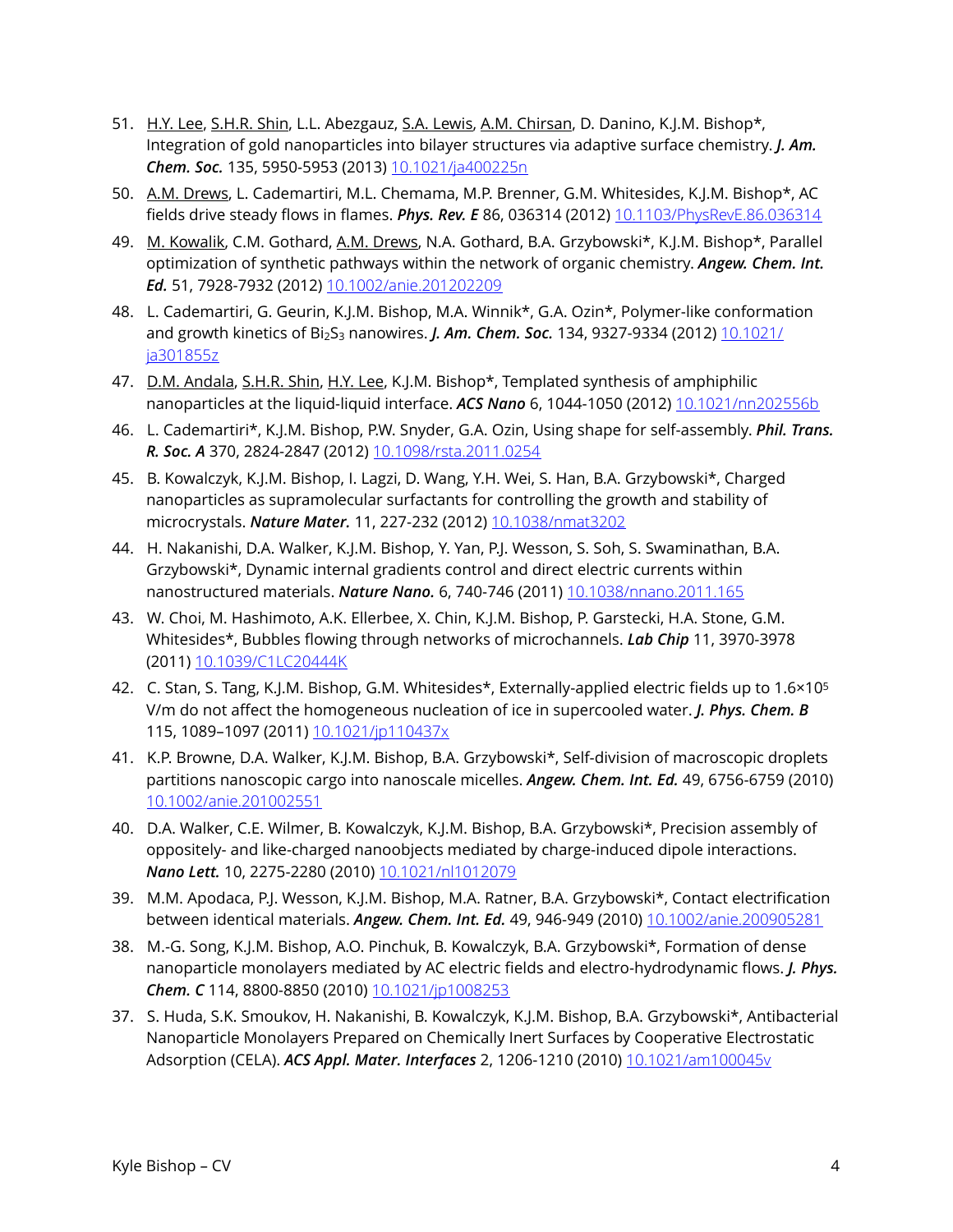51. H.Y. Lee, S.H.R. Shin, L.L. Abezgauz, S.A. Lewis, A.M. Chirsan, D. Danino, K.J.M. Bishop*, Integration of gold nanoparticles into bilayer structures via adaptive surface chemistry. ***J. Am. Chem. Soc.*** 135, 5950-5953 (2013) 10.1021/ja400225n

50. A.M. Drews, L. Cademartiri, M.L. Chemama, M.P. Brenner, G.M. Whitesides, K.J.M. Bishop*, AC fields drive steady flows in flames. ***Phys. Rev. E*** 86, 036314 (2012) 10.1103/PhysRevE.86.036314

49. M. Kowalik, C.M. Gothard, A.M. Drews, N.A. Gothard, B.A. Grzybowski*, K.J.M. Bishop*, Parallel optimization of synthetic pathways within the network of organic chemistry. ***Angew. Chem. Int. Ed.*** 51, 7928-7932 (2012) 10.1002/anie.201202209

48. L. Cademartiri, G. Geurin, K.J.M. Bishop, M.A. Winnik*, G.A. Ozin*, Polymer-like conformation and growth kinetics of $Bi_2S_3$ nanowires. ***J. Am. Chem. Soc.*** 134, 9327-9334 (2012) 10.1021/ja301855z

47. D.M. Andala, S.H.R. Shin, H.Y. Lee, K.J.M. Bishop*, Templated synthesis of amphiphilic nanoparticles at the liquid-liquid interface. ***ACS Nano*** 6, 1044-1050 (2012) 10.1021/nn202556b

46. L. Cademartiri*, K.J.M. Bishop, P.W. Snyder, G.A. Ozin, Using shape for self-assembly. ***Phil. Trans. R. Soc. A*** 370, 2824-2847 (2012) 10.1098/rsta.2011.0254

45. B. Kowalczyk, K.J.M. Bishop, I. Lagzi, D. Wang, Y.H. Wei, S. Han, B.A. Grzybowski*, Charged nanoparticles as supramolecular surfactants for controlling the growth and stability of microcrystals. ***Nature Mater.*** 11, 227-232 (2012) 10.1038/nmat3202

44. H. Nakanishi, D.A. Walker, K.J.M. Bishop, Y. Yan, P.J. Wesson, S. Soh, S. Swaminathan, B.A. Grzybowski*, Dynamic internal gradients control and direct electric currents within nanostructured materials. ***Nature Nano.*** 6, 740-746 (2011) 10.1038/nnano.2011.165

43. W. Choi, M. Hashimoto, A.K. Ellerbee, X. Chin, K.J.M. Bishop, P. Garstecki, H.A. Stone, G.M. Whitesides*, Bubbles flowing through networks of microchannels. ***Lab Chip*** 11, 3970-3978 (2011) 10.1039/C1LC20444K

42. C. Stan, S. Tang, K.J.M. Bishop, G.M. Whitesides*, Externally-applied electric fields up to $1.6{\times}10^5$ V/m do not affect the homogeneous nucleation of ice in supercooled water. ***J. Phys. Chem. B*** 115, 1089–1097 (2011) 10.1021/jp110437x

41. K.P. Browne, D.A. Walker, K.J.M. Bishop, B.A. Grzybowski*, Self-division of macroscopic droplets partitions nanoscopic cargo into nanoscale micelles. ***Angew. Chem. Int. Ed.*** 49, 6756-6759 (2010) 10.1002/anie.201002551

40. D.A. Walker, C.E. Wilmer, B. Kowalczyk, K.J.M. Bishop, B.A. Grzybowski*, Precision assembly of oppositely- and like-charged nanoobjects mediated by charge-induced dipole interactions. ***Nano Lett.*** 10, 2275-2280 (2010) 10.1021/nl1012079

39. M.M. Apodaca, P.J. Wesson, K.J.M. Bishop, M.A. Ratner, B.A. Grzybowski*, Contact electrification between identical materials. ***Angew. Chem. Int. Ed.*** 49, 946-949 (2010) 10.1002/anie.200905281

38. M.-G. Song, K.J.M. Bishop, A.O. Pinchuk, B. Kowalczyk, B.A. Grzybowski*, Formation of dense nanoparticle monolayers mediated by AC electric fields and electro-hydrodynamic flows. ***J. Phys. Chem. C*** 114, 8800-8850 (2010) 10.1021/jp1008253

37. S. Huda, S.K. Smoukov, H. Nakanishi, B. Kowalczyk, K.J.M. Bishop, B.A. Grzybowski*, Antibacterial Nanoparticle Monolayers Prepared on Chemically Inert Surfaces by Cooperative Electrostatic Adsorption (CELA). ***ACS Appl. Mater. Interfaces*** 2, 1206-1210 (2010) 10.1021/am100045v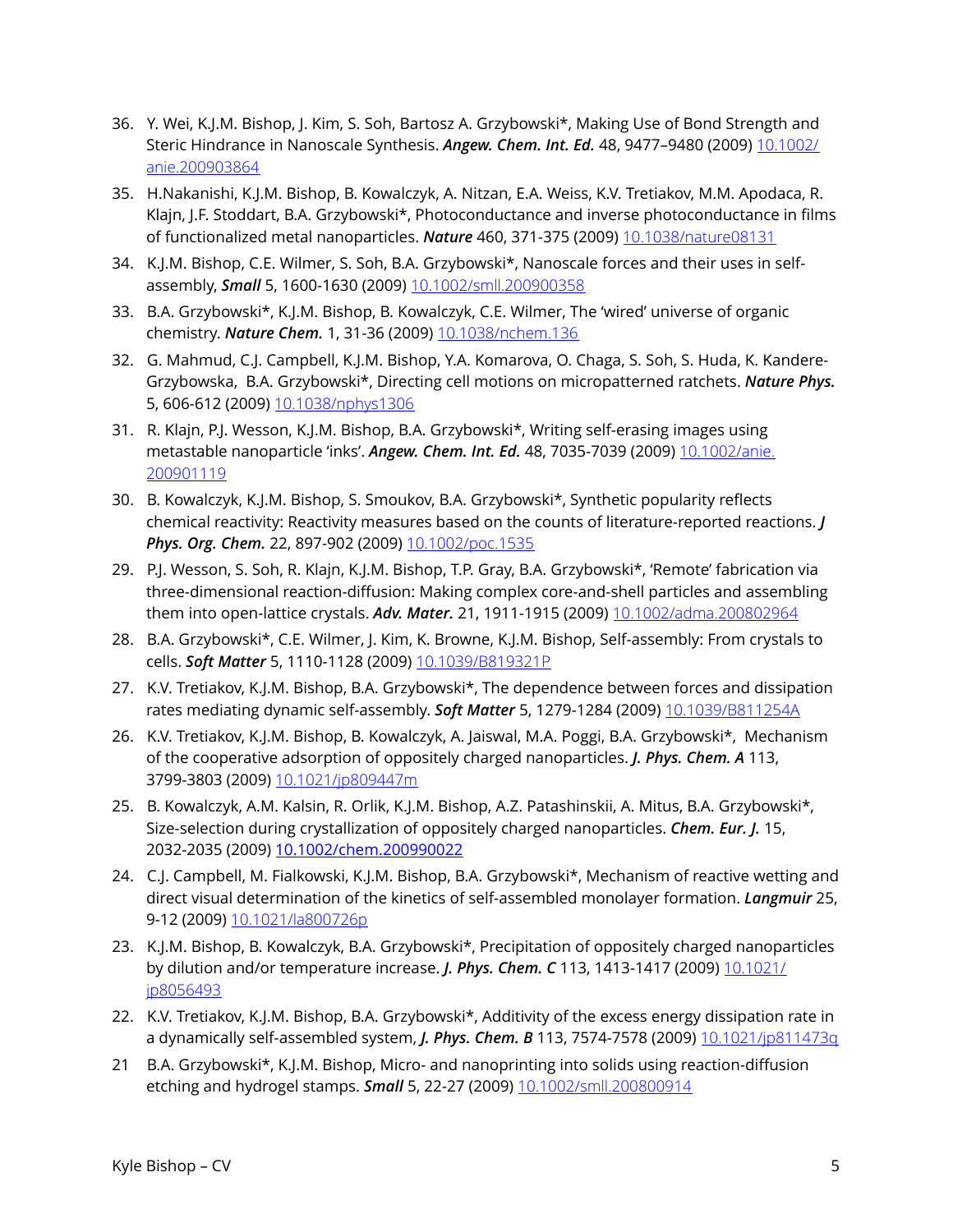36. Y. Wei, K.J.M. Bishop, J. Kim, S. Soh, Bartosz A. Grzybowski*, Making Use of Bond Strength and Steric Hindrance in Nanoscale Synthesis. ***Angew. Chem. Int. Ed.*** 48, 9477–9480 (2009) 10.1002/anie.200903864

35. H.Nakanishi, K.J.M. Bishop, B. Kowalczyk, A. Nitzan, E.A. Weiss, K.V. Tretiakov, M.M. Apodaca, R. Klajn, J.F. Stoddart, B.A. Grzybowski*, Photoconductance and inverse photoconductance in films of functionalized metal nanoparticles. ***Nature*** 460, 371-375 (2009) 10.1038/nature08131

34. K.J.M. Bishop, C.E. Wilmer, S. Soh, B.A. Grzybowski*, Nanoscale forces and their uses in self-assembly, ***Small*** 5, 1600-1630 (2009) 10.1002/smll.200900358

33. B.A. Grzybowski*, K.J.M. Bishop, B. Kowalczyk, C.E. Wilmer, The 'wired' universe of organic chemistry. ***Nature Chem.*** 1, 31-36 (2009) 10.1038/nchem.136

32. G. Mahmud, C.J. Campbell, K.J.M. Bishop, Y.A. Komarova, O. Chaga, S. Soh, S. Huda, K. Kandere-Grzybowska, B.A. Grzybowski*, Directing cell motions on micropatterned ratchets. ***Nature Phys.*** 5, 606-612 (2009) 10.1038/nphys1306

31. R. Klajn, P.J. Wesson, K.J.M. Bishop, B.A. Grzybowski*, Writing self-erasing images using metastable nanoparticle 'inks'. ***Angew. Chem. Int. Ed.*** 48, 7035-7039 (2009) 10.1002/anie.200901119

30. B. Kowalczyk, K.J.M. Bishop, S. Smoukov, B.A. Grzybowski*, Synthetic popularity reflects chemical reactivity: Reactivity measures based on the counts of literature-reported reactions. ***J Phys. Org. Chem.*** 22, 897-902 (2009) 10.1002/poc.1535

29. P.J. Wesson, S. Soh, R. Klajn, K.J.M. Bishop, T.P. Gray, B.A. Grzybowski*, 'Remote' fabrication via three-dimensional reaction-diffusion: Making complex core-and-shell particles and assembling them into open-lattice crystals. ***Adv. Mater.*** 21, 1911-1915 (2009) 10.1002/adma.200802964

28. B.A. Grzybowski*, C.E. Wilmer, J. Kim, K. Browne, K.J.M. Bishop, Self-assembly: From crystals to cells. ***Soft Matter*** 5, 1110-1128 (2009) 10.1039/B819321P

27. K.V. Tretiakov, K.J.M. Bishop, B.A. Grzybowski*, The dependence between forces and dissipation rates mediating dynamic self-assembly. ***Soft Matter*** 5, 1279-1284 (2009) 10.1039/B811254A

26. K.V. Tretiakov, K.J.M. Bishop, B. Kowalczyk, A. Jaiswal, M.A. Poggi, B.A. Grzybowski*, Mechanism of the cooperative adsorption of oppositely charged nanoparticles. ***J. Phys. Chem. A*** 113, 3799-3803 (2009) 10.1021/jp809447m

25. B. Kowalczyk, A.M. Kalsin, R. Orlik, K.J.M. Bishop, A.Z. Patashinskii, A. Mitus, B.A. Grzybowski*, Size-selection during crystallization of oppositely charged nanoparticles. ***Chem. Eur. J.*** 15, 2032-2035 (2009) 10.1002/chem.200990022

24. C.J. Campbell, M. Fialkowski, K.J.M. Bishop, B.A. Grzybowski*, Mechanism of reactive wetting and direct visual determination of the kinetics of self-assembled monolayer formation. ***Langmuir*** 25, 9-12 (2009) 10.1021/la800726p

23. K.J.M. Bishop, B. Kowalczyk, B.A. Grzybowski*, Precipitation of oppositely charged nanoparticles by dilution and/or temperature increase. ***J. Phys. Chem. C*** 113, 1413-1417 (2009) 10.1021/jp8056493

22. K.V. Tretiakov, K.J.M. Bishop, B.A. Grzybowski*, Additivity of the excess energy dissipation rate in a dynamically self-assembled system, ***J. Phys. Chem. B*** 113, 7574-7578 (2009) 10.1021/jp811473q

21. B.A. Grzybowski*, K.J.M. Bishop, Micro- and nanoprinting into solids using reaction-diffusion etching and hydrogel stamps. ***Small*** 5, 22-27 (2009) 10.1002/smll.200800914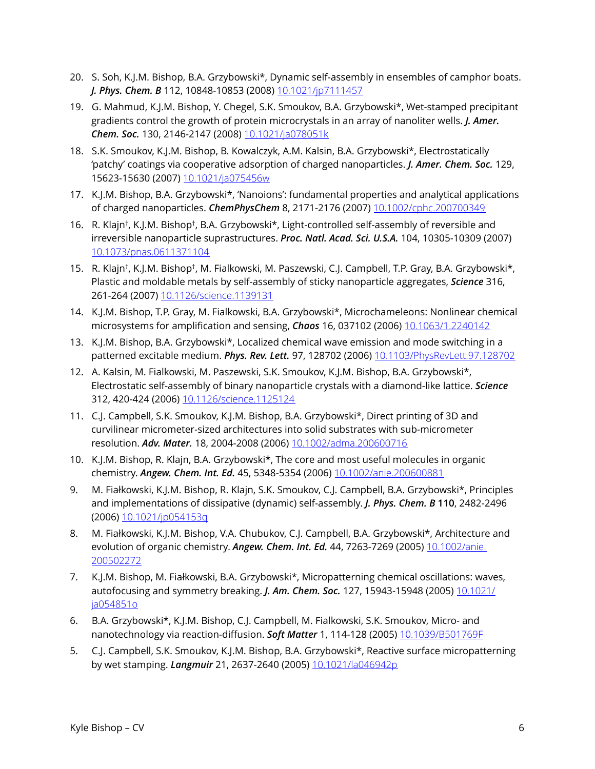20. S. Soh, K.J.M. Bishop, B.A. Grzybowski*, Dynamic self-assembly in ensembles of camphor boats. ***J. Phys. Chem. B*** 112, 10848-10853 (2008) [10.1021/jp7111457](https://doi.org/10.1021/jp7111457)

19. G. Mahmud, K.J.M. Bishop, Y. Chegel, S.K. Smoukov, B.A. Grzybowski*, Wet-stamped precipitant gradients control the growth of protein microcrystals in an array of nanoliter wells. ***J. Amer. Chem. Soc.*** 130, 2146-2147 (2008) [10.1021/ja078051k](https://doi.org/10.1021/ja078051k)

18. S.K. Smoukov, K.J.M. Bishop, B. Kowalczyk, A.M. Kalsin, B.A. Grzybowski*, Electrostatically 'patchy' coatings via cooperative adsorption of charged nanoparticles. ***J. Amer. Chem. Soc.*** 129, 15623-15630 (2007) [10.1021/ja075456w](https://doi.org/10.1021/ja075456w)

17. K.J.M. Bishop, B.A. Grzybowski*, 'Nanoions': fundamental properties and analytical applications of charged nanoparticles. ***ChemPhysChem*** 8, 2171-2176 (2007) [10.1002/cphc.200700349](https://doi.org/10.1002/cphc.200700349)

16. R. Klajn†, K.J.M. Bishop†, B.A. Grzybowski*, Light-controlled self-assembly of reversible and irreversible nanoparticle suprastructures. ***Proc. Natl. Acad. Sci. U.S.A.*** 104, 10305-10309 (2007) [10.1073/pnas.0611371104](https://doi.org/10.1073/pnas.0611371104)

15. R. Klajn†, K.J.M. Bishop†, M. Fialkowski, M. Paszewski, C.J. Campbell, T.P. Gray, B.A. Grzybowski*, Plastic and moldable metals by self-assembly of sticky nanoparticle aggregates, ***Science*** 316, 261-264 (2007) [10.1126/science.1139131](https://doi.org/10.1126/science.1139131)

14. K.J.M. Bishop, T.P. Gray, M. Fialkowski, B.A. Grzybowski*, Microchameleons: Nonlinear chemical microsystems for amplification and sensing, ***Chaos*** 16, 037102 (2006) [10.1063/1.2240142](https://doi.org/10.1063/1.2240142)

13. K.J.M. Bishop, B.A. Grzybowski*, Localized chemical wave emission and mode switching in a patterned excitable medium. ***Phys. Rev. Lett.*** 97, 128702 (2006) [10.1103/PhysRevLett.97.128702](https://doi.org/10.1103/PhysRevLett.97.128702)

12. A. Kalsin, M. Fialkowski, M. Paszewski, S.K. Smoukov, K.J.M. Bishop, B.A. Grzybowski*, Electrostatic self-assembly of binary nanoparticle crystals with a diamond-like lattice. ***Science*** 312, 420-424 (2006) [10.1126/science.1125124](https://doi.org/10.1126/science.1125124)

11. C.J. Campbell, S.K. Smoukov, K.J.M. Bishop, B.A. Grzybowski*, Direct printing of 3D and curvilinear micrometer-sized architectures into solid substrates with sub-micrometer resolution. ***Adv. Mater.*** 18, 2004-2008 (2006) [10.1002/adma.200600716](https://doi.org/10.1002/adma.200600716)

10. K.J.M. Bishop, R. Klajn, B.A. Grzybowski*, The core and most useful molecules in organic chemistry. ***Angew. Chem. Int. Ed.*** 45, 5348-5354 (2006) [10.1002/anie.200600881](https://doi.org/10.1002/anie.200600881)

9. M. Fiałkowski, K.J.M. Bishop, R. Klajn, S.K. Smoukov, C.J. Campbell, B.A. Grzybowski*, Principles and implementations of dissipative (dynamic) self-assembly. ***J. Phys. Chem. B*** **110**, 2482-2496 (2006) [10.1021/jp054153q](https://doi.org/10.1021/jp054153q)

8. M. Fiałkowski, K.J.M. Bishop, V.A. Chubukov, C.J. Campbell, B.A. Grzybowski*, Architecture and evolution of organic chemistry. ***Angew. Chem. Int. Ed.*** 44, 7263-7269 (2005) [10.1002/anie.200502272](https://doi.org/10.1002/anie.200502272)

7. K.J.M. Bishop, M. Fiałkowski, B.A. Grzybowski*, Micropatterning chemical oscillations: waves, autofocusing and symmetry breaking. ***J. Am. Chem. Soc.*** 127, 15943-15948 (2005) [10.1021/ja054851o](https://doi.org/10.1021/ja054851o)

6. B.A. Grzybowski*, K.J.M. Bishop, C.J. Campbell, M. Fialkowski, S.K. Smoukov, Micro- and nanotechnology via reaction-diffusion. ***Soft Matter*** 1, 114-128 (2005) [10.1039/B501769F](https://doi.org/10.1039/B501769F)

5. C.J. Campbell, S.K. Smoukov, K.J.M. Bishop, B.A. Grzybowski*, Reactive surface micropatterning by wet stamping. ***Langmuir*** 21, 2637-2640 (2005) [10.1021/la046942p](https://doi.org/10.1021/la046942p)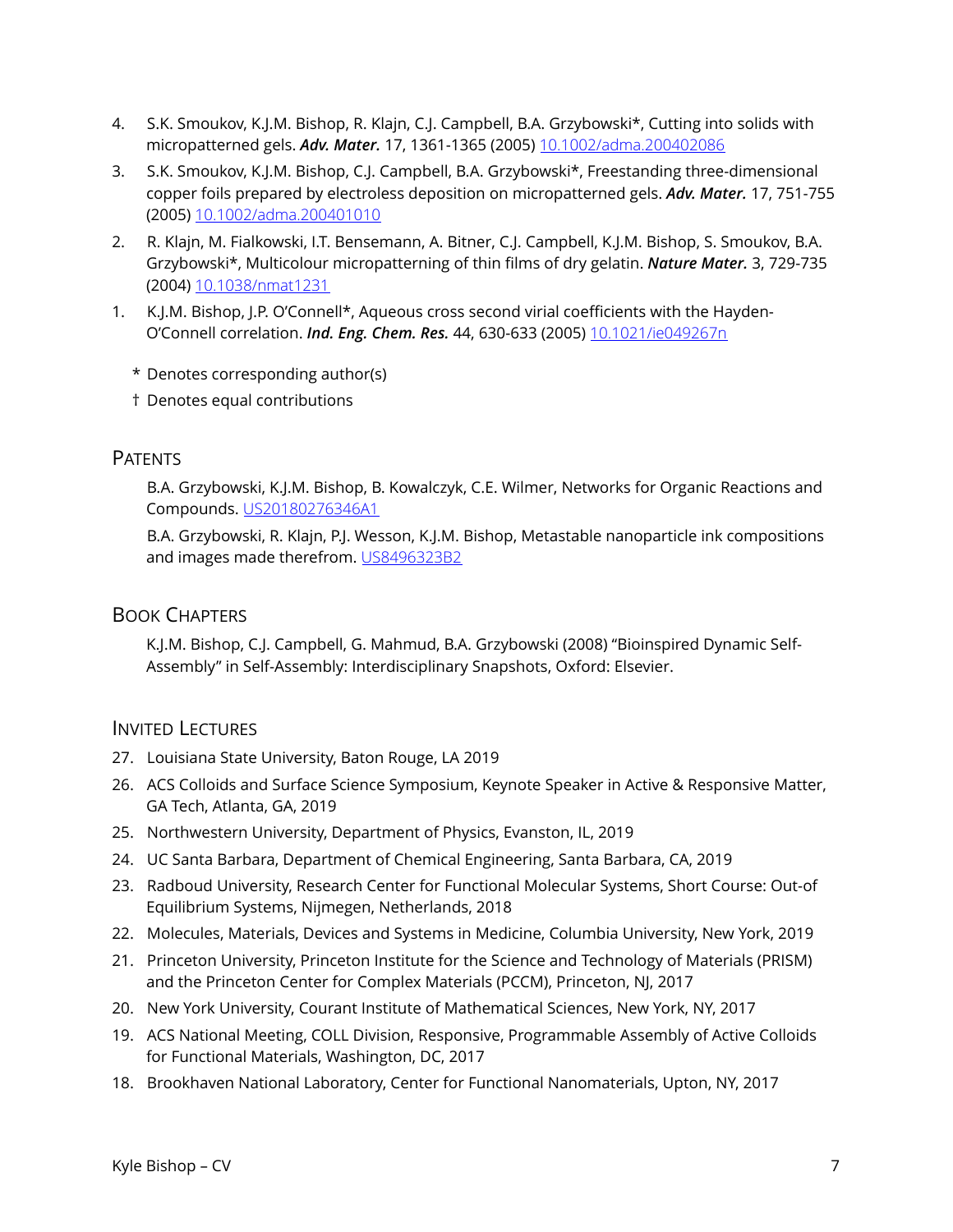4. S.K. Smoukov, K.J.M. Bishop, R. Klajn, C.J. Campbell, B.A. Grzybowski*, Cutting into solids with micropatterned gels. ***Adv. Mater.*** 17, 1361-1365 (2005) [10.1002/adma.200402086](https://doi.org/10.1002/adma.200402086)
3. S.K. Smoukov, K.J.M. Bishop, C.J. Campbell, B.A. Grzybowski*, Freestanding three-dimensional copper foils prepared by electroless deposition on micropatterned gels. ***Adv. Mater.*** 17, 751-755 (2005) [10.1002/adma.200401010](https://doi.org/10.1002/adma.200401010)
2. R. Klajn, M. Fialkowski, I.T. Bensemann, A. Bitner, C.J. Campbell, K.J.M. Bishop, S. Smoukov, B.A. Grzybowski*, Multicolour micropatterning of thin films of dry gelatin. ***Nature Mater.*** 3, 729-735 (2004) [10.1038/nmat1231](https://doi.org/10.1038/nmat1231)
1. K.J.M. Bishop, J.P. O'Connell*, Aqueous cross second virial coefficients with the Hayden-O'Connell correlation. ***Ind. Eng. Chem. Res.*** 44, 630-633 (2005) [10.1021/ie049267n](https://doi.org/10.1021/ie049267n)

\* Denotes corresponding author(s)

† Denotes equal contributions

## Patents

B.A. Grzybowski, K.J.M. Bishop, B. Kowalczyk, C.E. Wilmer, Networks for Organic Reactions and Compounds. US20180276346A1

B.A. Grzybowski, R. Klajn, P.J. Wesson, K.J.M. Bishop, Metastable nanoparticle ink compositions and images made therefrom. US8496323B2

## Book Chapters

K.J.M. Bishop, C.J. Campbell, G. Mahmud, B.A. Grzybowski (2008) "Bioinspired Dynamic Self-Assembly" in Self-Assembly: Interdisciplinary Snapshots, Oxford: Elsevier.

## Invited Lectures

27. Louisiana State University, Baton Rouge, LA 2019
26. ACS Colloids and Surface Science Symposium, Keynote Speaker in Active & Responsive Matter, GA Tech, Atlanta, GA, 2019
25. Northwestern University, Department of Physics, Evanston, IL, 2019
24. UC Santa Barbara, Department of Chemical Engineering, Santa Barbara, CA, 2019
23. Radboud University, Research Center for Functional Molecular Systems, Short Course: Out-of Equilibrium Systems, Nijmegen, Netherlands, 2018
22. Molecules, Materials, Devices and Systems in Medicine, Columbia University, New York, 2019
21. Princeton University, Princeton Institute for the Science and Technology of Materials (PRISM) and the Princeton Center for Complex Materials (PCCM), Princeton, NJ, 2017
20. New York University, Courant Institute of Mathematical Sciences, New York, NY, 2017
19. ACS National Meeting, COLL Division, Responsive, Programmable Assembly of Active Colloids for Functional Materials, Washington, DC, 2017
18. Brookhaven National Laboratory, Center for Functional Nanomaterials, Upton, NY, 2017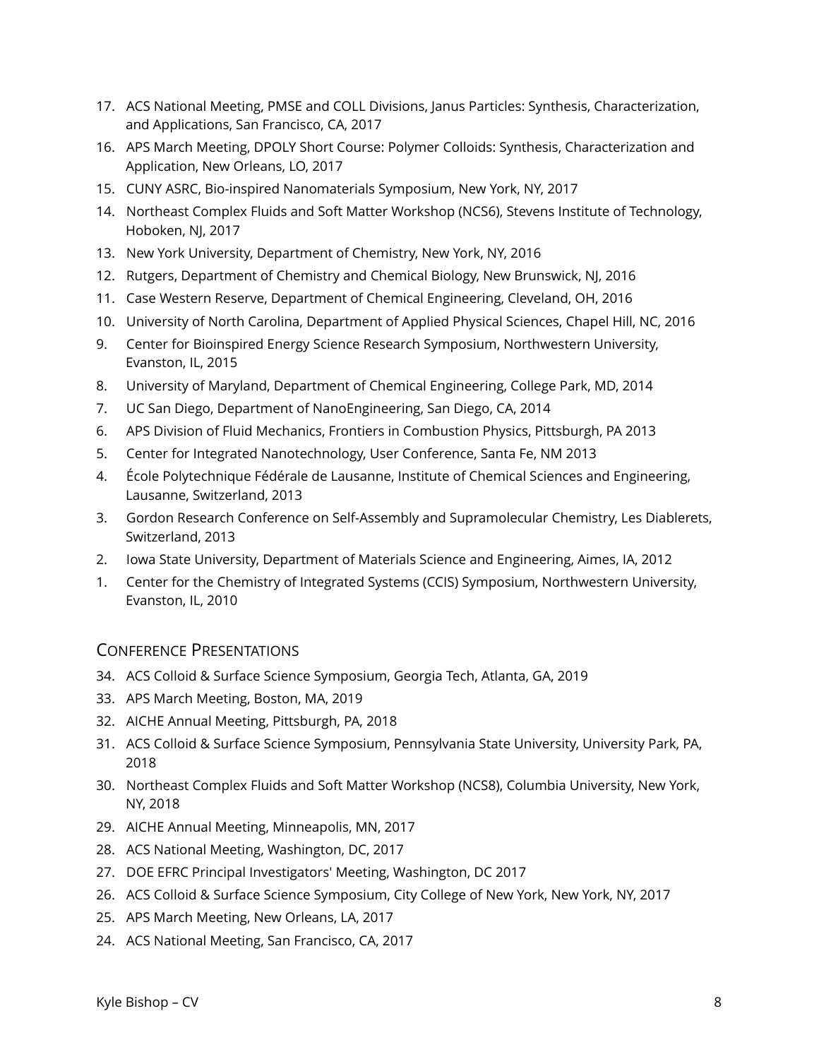17. ACS National Meeting, PMSE and COLL Divisions, Janus Particles: Synthesis, Characterization, and Applications, San Francisco, CA, 2017
16. APS March Meeting, DPOLY Short Course: Polymer Colloids: Synthesis, Characterization and Application, New Orleans, LO, 2017
15. CUNY ASRC, Bio-inspired Nanomaterials Symposium, New York, NY, 2017
14. Northeast Complex Fluids and Soft Matter Workshop (NCS6), Stevens Institute of Technology, Hoboken, NJ, 2017
13. New York University, Department of Chemistry, New York, NY, 2016
12. Rutgers, Department of Chemistry and Chemical Biology, New Brunswick, NJ, 2016
11. Case Western Reserve, Department of Chemical Engineering, Cleveland, OH, 2016
10. University of North Carolina, Department of Applied Physical Sciences, Chapel Hill, NC, 2016
9. Center for Bioinspired Energy Science Research Symposium, Northwestern University, Evanston, IL, 2015
8. University of Maryland, Department of Chemical Engineering, College Park, MD, 2014
7. UC San Diego, Department of NanoEngineering, San Diego, CA, 2014
6. APS Division of Fluid Mechanics, Frontiers in Combustion Physics, Pittsburgh, PA 2013
5. Center for Integrated Nanotechnology, User Conference, Santa Fe, NM 2013
4. École Polytechnique Fédérale de Lausanne, Institute of Chemical Sciences and Engineering, Lausanne, Switzerland, 2013
3. Gordon Research Conference on Self-Assembly and Supramolecular Chemistry, Les Diablerets, Switzerland, 2013
2. Iowa State University, Department of Materials Science and Engineering, Aimes, IA, 2012
1. Center for the Chemistry of Integrated Systems (CCIS) Symposium, Northwestern University, Evanston, IL, 2010

## Conference Presentations

34. ACS Colloid & Surface Science Symposium, Georgia Tech, Atlanta, GA, 2019
33. APS March Meeting, Boston, MA, 2019
32. AICHE Annual Meeting, Pittsburgh, PA, 2018
31. ACS Colloid & Surface Science Symposium, Pennsylvania State University, University Park, PA, 2018
30. Northeast Complex Fluids and Soft Matter Workshop (NCS8), Columbia University, New York, NY, 2018
29. AICHE Annual Meeting, Minneapolis, MN, 2017
28. ACS National Meeting, Washington, DC, 2017
27. DOE EFRC Principal Investigators' Meeting, Washington, DC 2017
26. ACS Colloid & Surface Science Symposium, City College of New York, New York, NY, 2017
25. APS March Meeting, New Orleans, LA, 2017
24. ACS National Meeting, San Francisco, CA, 2017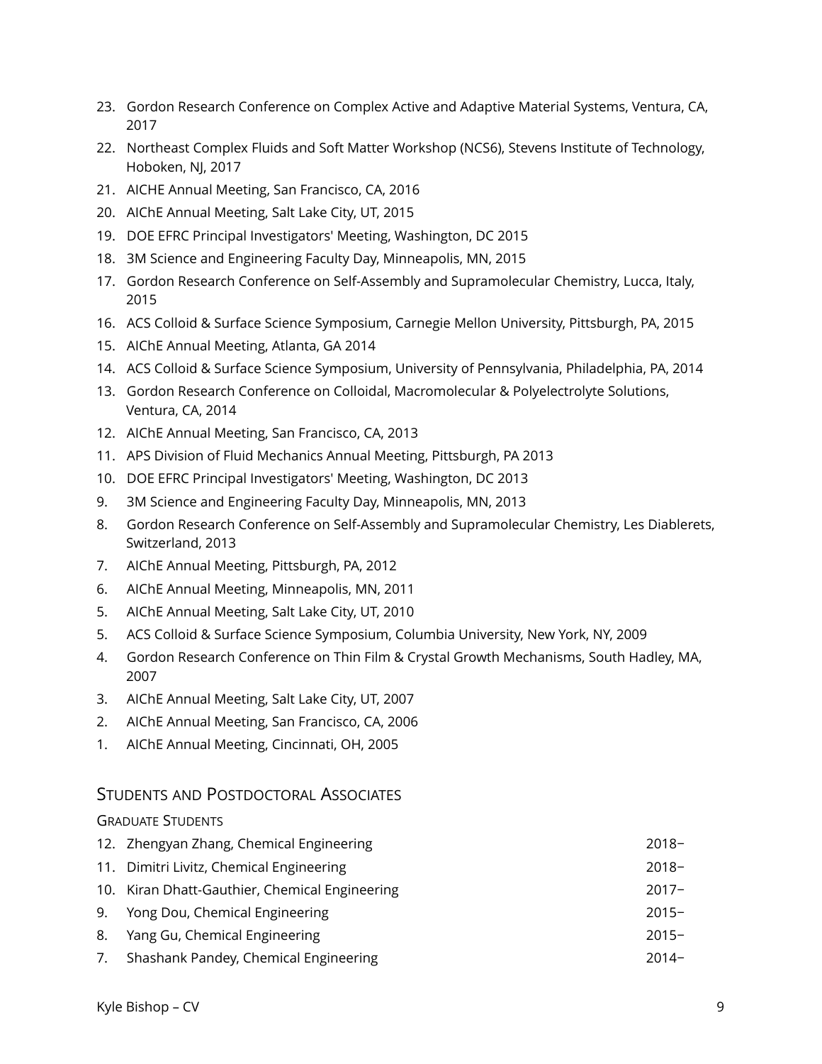23. Gordon Research Conference on Complex Active and Adaptive Material Systems, Ventura, CA, 2017
22. Northeast Complex Fluids and Soft Matter Workshop (NCS6), Stevens Institute of Technology, Hoboken, NJ, 2017
21. AICHE Annual Meeting, San Francisco, CA, 2016
20. AIChE Annual Meeting, Salt Lake City, UT, 2015
19. DOE EFRC Principal Investigators' Meeting, Washington, DC 2015
18. 3M Science and Engineering Faculty Day, Minneapolis, MN, 2015
17. Gordon Research Conference on Self-Assembly and Supramolecular Chemistry, Lucca, Italy, 2015
16. ACS Colloid & Surface Science Symposium, Carnegie Mellon University, Pittsburgh, PA, 2015
15. AIChE Annual Meeting, Atlanta, GA 2014
14. ACS Colloid & Surface Science Symposium, University of Pennsylvania, Philadelphia, PA, 2014
13. Gordon Research Conference on Colloidal, Macromolecular & Polyelectrolyte Solutions, Ventura, CA, 2014
12. AIChE Annual Meeting, San Francisco, CA, 2013
11. APS Division of Fluid Mechanics Annual Meeting, Pittsburgh, PA 2013
10. DOE EFRC Principal Investigators' Meeting, Washington, DC 2013
9. 3M Science and Engineering Faculty Day, Minneapolis, MN, 2013
8. Gordon Research Conference on Self-Assembly and Supramolecular Chemistry, Les Diablerets, Switzerland, 2013
7. AIChE Annual Meeting, Pittsburgh, PA, 2012
6. AIChE Annual Meeting, Minneapolis, MN, 2011
5. AIChE Annual Meeting, Salt Lake City, UT, 2010
5. ACS Colloid & Surface Science Symposium, Columbia University, New York, NY, 2009
4. Gordon Research Conference on Thin Film & Crystal Growth Mechanisms, South Hadley, MA, 2007
3. AIChE Annual Meeting, Salt Lake City, UT, 2007
2. AIChE Annual Meeting, San Francisco, CA, 2006
1. AIChE Annual Meeting, Cincinnati, OH, 2005

## Students and Postdoctoral Associates

### Graduate Students

12. Zhengyan Zhang, Chemical Engineering — 2018–
11. Dimitri Livitz, Chemical Engineering — 2018–
10. Kiran Dhatt-Gauthier, Chemical Engineering — 2017–
9. Yong Dou, Chemical Engineering — 2015–
8. Yang Gu, Chemical Engineering — 2015–
7. Shashank Pandey, Chemical Engineering — 2014–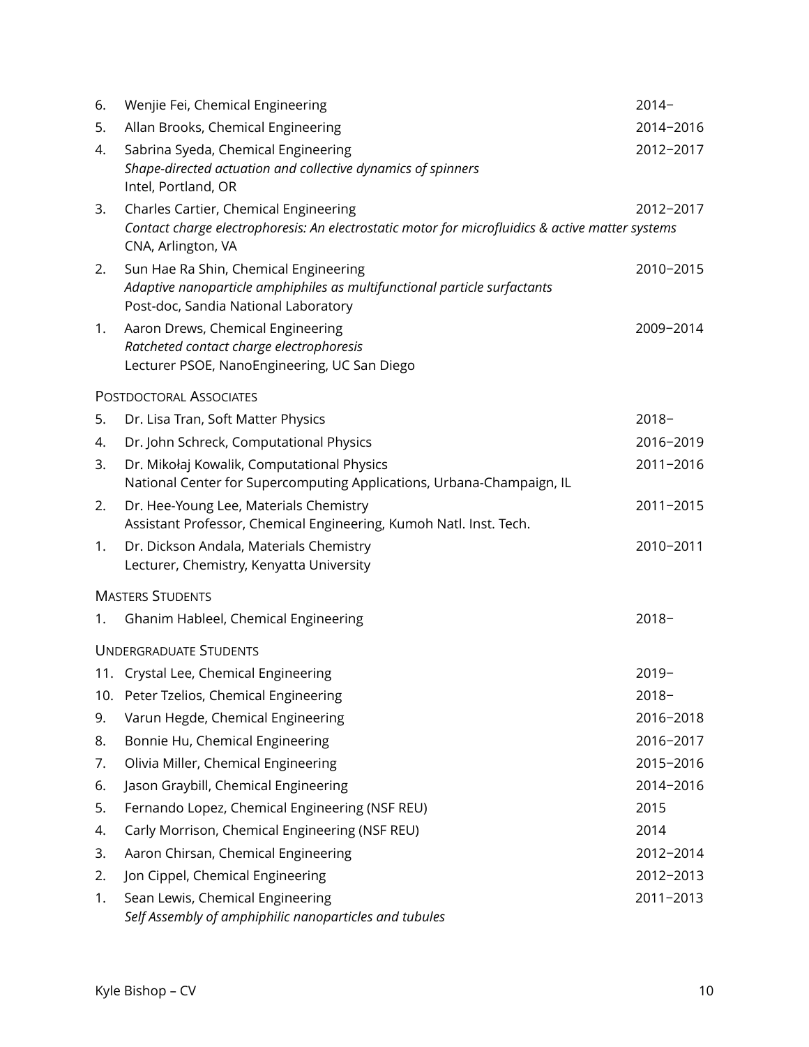6. Wenjie Fei, Chemical Engineering — 2014–
5. Allan Brooks, Chemical Engineering — 2014–2016
4. Sabrina Syeda, Chemical Engineering — 2012–2017
   *Shape-directed actuation and collective dynamics of spinners*
   Intel, Portland, OR
3. Charles Cartier, Chemical Engineering — 2012–2017
   *Contact charge electrophoresis: An electrostatic motor for microfluidics & active matter systems*
   CNA, Arlington, VA
2. Sun Hae Ra Shin, Chemical Engineering — 2010–2015
   *Adaptive nanoparticle amphiphiles as multifunctional particle surfactants*
   Post-doc, Sandia National Laboratory
1. Aaron Drews, Chemical Engineering — 2009–2014
   *Ratcheted contact charge electrophoresis*
   Lecturer PSOE, NanoEngineering, UC San Diego

### Postdoctoral Associates

5. Dr. Lisa Tran, Soft Matter Physics — 2018–
4. Dr. John Schreck, Computational Physics — 2016–2019
3. Dr. Mikołaj Kowalik, Computational Physics — 2011–2016
   National Center for Supercomputing Applications, Urbana-Champaign, IL
2. Dr. Hee-Young Lee, Materials Chemistry — 2011–2015
   Assistant Professor, Chemical Engineering, Kumoh Natl. Inst. Tech.
1. Dr. Dickson Andala, Materials Chemistry — 2010–2011
   Lecturer, Chemistry, Kenyatta University

### Masters Students

1. Ghanim Hableel, Chemical Engineering — 2018–

### Undergraduate Students

11. Crystal Lee, Chemical Engineering — 2019–
10. Peter Tzelios, Chemical Engineering — 2018–
9. Varun Hegde, Chemical Engineering — 2016–2018
8. Bonnie Hu, Chemical Engineering — 2016–2017
7. Olivia Miller, Chemical Engineering — 2015–2016
6. Jason Graybill, Chemical Engineering — 2014–2016
5. Fernando Lopez, Chemical Engineering (NSF REU) — 2015
4. Carly Morrison, Chemical Engineering (NSF REU) — 2014
3. Aaron Chirsan, Chemical Engineering — 2012–2014
2. Jon Cippel, Chemical Engineering — 2012–2013
1. Sean Lewis, Chemical Engineering — 2011–2013
   *Self Assembly of amphiphilic nanoparticles and tubules*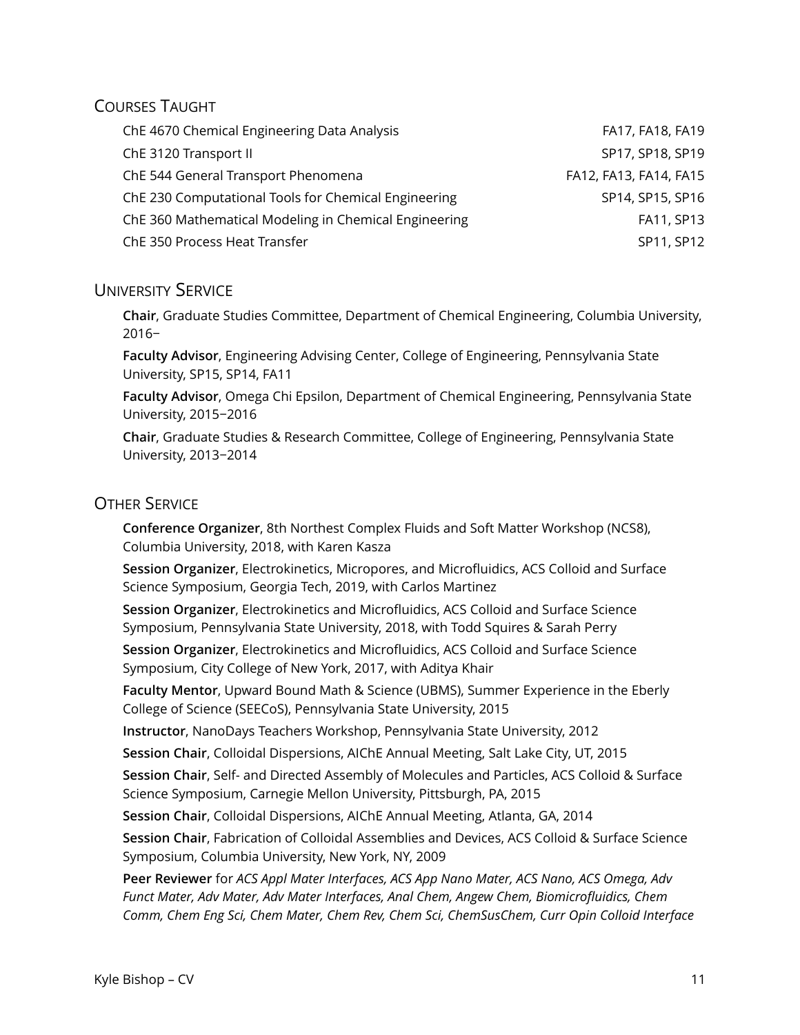## Courses Taught

| | |
|---|---|
| ChE 4670 Chemical Engineering Data Analysis | FA17, FA18, FA19 |
| ChE 3120 Transport II | SP17, SP18, SP19 |
| ChE 544 General Transport Phenomena | FA12, FA13, FA14, FA15 |
| ChE 230 Computational Tools for Chemical Engineering | SP14, SP15, SP16 |
| ChE 360 Mathematical Modeling in Chemical Engineering | FA11, SP13 |
| ChE 350 Process Heat Transfer | SP11, SP12 |

## University Service

**Chair**, Graduate Studies Committee, Department of Chemical Engineering, Columbia University, 2016–

**Faculty Advisor**, Engineering Advising Center, College of Engineering, Pennsylvania State University, SP15, SP14, FA11

**Faculty Advisor**, Omega Chi Epsilon, Department of Chemical Engineering, Pennsylvania State University, 2015–2016

**Chair**, Graduate Studies & Research Committee, College of Engineering, Pennsylvania State University, 2013–2014

## Other Service

**Conference Organizer**, 8th Northest Complex Fluids and Soft Matter Workshop (NCS8), Columbia University, 2018, with Karen Kasza

**Session Organizer**, Electrokinetics, Micropores, and Microfluidics, ACS Colloid and Surface Science Symposium, Georgia Tech, 2019, with Carlos Martinez

**Session Organizer**, Electrokinetics and Microfluidics, ACS Colloid and Surface Science Symposium, Pennsylvania State University, 2018, with Todd Squires & Sarah Perry

**Session Organizer**, Electrokinetics and Microfluidics, ACS Colloid and Surface Science Symposium, City College of New York, 2017, with Aditya Khair

**Faculty Mentor**, Upward Bound Math & Science (UBMS), Summer Experience in the Eberly College of Science (SEECoS), Pennsylvania State University, 2015

**Instructor**, NanoDays Teachers Workshop, Pennsylvania State University, 2012

**Session Chair**, Colloidal Dispersions, AIChE Annual Meeting, Salt Lake City, UT, 2015

**Session Chair**, Self- and Directed Assembly of Molecules and Particles, ACS Colloid & Surface Science Symposium, Carnegie Mellon University, Pittsburgh, PA, 2015

**Session Chair**, Colloidal Dispersions, AIChE Annual Meeting, Atlanta, GA, 2014

**Session Chair**, Fabrication of Colloidal Assemblies and Devices, ACS Colloid & Surface Science Symposium, Columbia University, New York, NY, 2009

**Peer Reviewer** for *ACS Appl Mater Interfaces, ACS App Nano Mater, ACS Nano, ACS Omega, Adv Funct Mater, Adv Mater, Adv Mater Interfaces, Anal Chem, Angew Chem, Biomicrofluidics, Chem Comm, Chem Eng Sci, Chem Mater, Chem Rev, Chem Sci, ChemSusChem, Curr Opin Colloid Interface*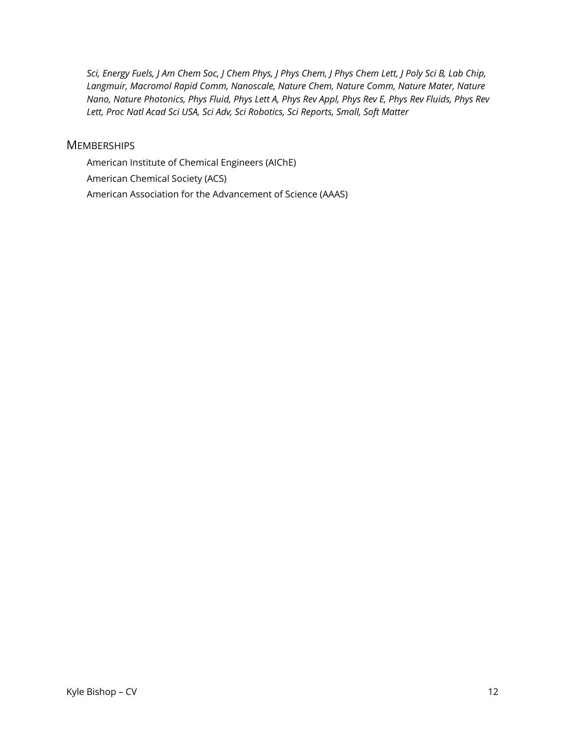*Sci, Energy Fuels, J Am Chem Soc, J Chem Phys, J Phys Chem, J Phys Chem Lett, J Poly Sci B, Lab Chip, Langmuir, Macromol Rapid Comm, Nanoscale, Nature Chem, Nature Comm, Nature Mater, Nature Nano, Nature Photonics, Phys Fluid, Phys Lett A, Phys Rev Appl, Phys Rev E, Phys Rev Fluids, Phys Rev Lett, Proc Natl Acad Sci USA, Sci Adv, Sci Robotics, Sci Reports, Small, Soft Matter*

## MEMBERSHIPS

American Institute of Chemical Engineers (AIChE)

American Chemical Society (ACS)

American Association for the Advancement of Science (AAAS)